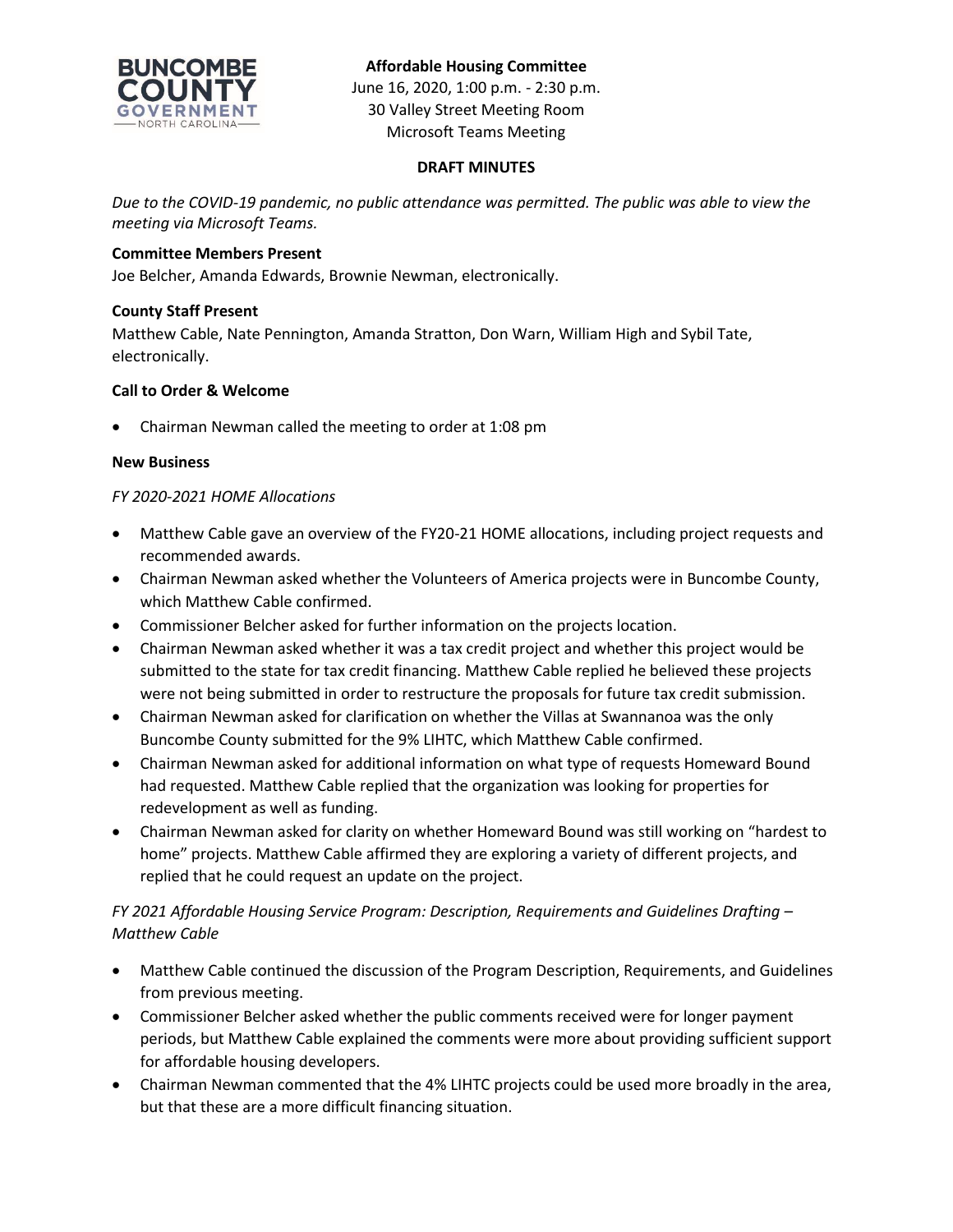**Affordable Housing Committee**
June 16, 2020, 1:00 p.m. - 2:30 p.m.
30 Valley Street Meeting Room
Microsoft Teams Meeting

**DRAFT MINUTES**

*Due to the COVID-19 pandemic, no public attendance was permitted. The public was able to view the meeting via Microsoft Teams.*

**Committee Members Present**
Joe Belcher, Amanda Edwards, Brownie Newman, electronically.

**County Staff Present**
Matthew Cable, Nate Pennington, Amanda Stratton, Don Warn, William High and Sybil Tate, electronically.

**Call to Order & Welcome**

- Chairman Newman called the meeting to order at 1:08 pm

**New Business**

*FY 2020-2021 HOME Allocations*

- Matthew Cable gave an overview of the FY20-21 HOME allocations, including project requests and recommended awards.
- Chairman Newman asked whether the Volunteers of America projects were in Buncombe County, which Matthew Cable confirmed.
- Commissioner Belcher asked for further information on the projects location.
- Chairman Newman asked whether it was a tax credit project and whether this project would be submitted to the state for tax credit financing. Matthew Cable replied he believed these projects were not being submitted in order to restructure the proposals for future tax credit submission.
- Chairman Newman asked for clarification on whether the Villas at Swannanoa was the only Buncombe County submitted for the 9% LIHTC, which Matthew Cable confirmed.
- Chairman Newman asked for additional information on what type of requests Homeward Bound had requested. Matthew Cable replied that the organization was looking for properties for redevelopment as well as funding.
- Chairman Newman asked for clarity on whether Homeward Bound was still working on "hardest to home" projects. Matthew Cable affirmed they are exploring a variety of different projects, and replied that he could request an update on the project.

*FY 2021 Affordable Housing Service Program: Description, Requirements and Guidelines Drafting – Matthew Cable*

- Matthew Cable continued the discussion of the Program Description, Requirements, and Guidelines from previous meeting.
- Commissioner Belcher asked whether the public comments received were for longer payment periods, but Matthew Cable explained the comments were more about providing sufficient support for affordable housing developers.
- Chairman Newman commented that the 4% LIHTC projects could be used more broadly in the area, but that these are a more difficult financing situation.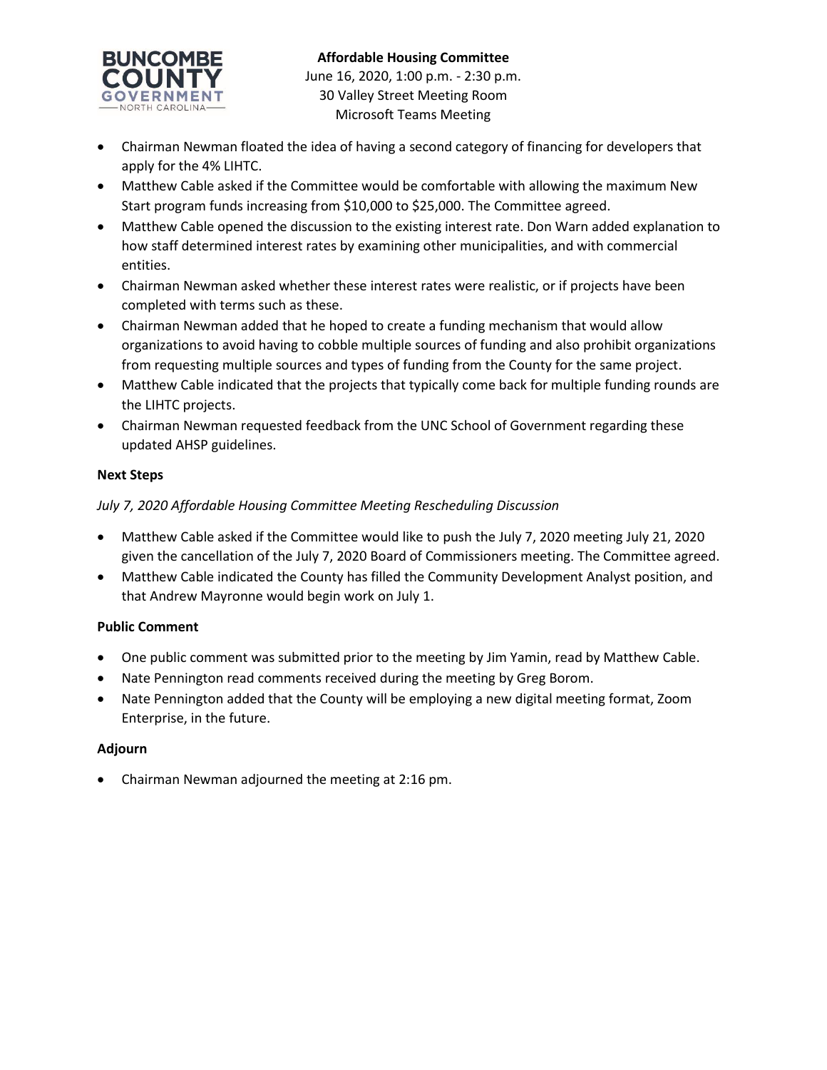- Chairman Newman floated the idea of having a second category of financing for developers that apply for the 4% LIHTC.
- Matthew Cable asked if the Committee would be comfortable with allowing the maximum New Start program funds increasing from $10,000 to $25,000. The Committee agreed.
- Matthew Cable opened the discussion to the existing interest rate. Don Warn added explanation to how staff determined interest rates by examining other municipalities, and with commercial entities.
- Chairman Newman asked whether these interest rates were realistic, or if projects have been completed with terms such as these.
- Chairman Newman added that he hoped to create a funding mechanism that would allow organizations to avoid having to cobble multiple sources of funding and also prohibit organizations from requesting multiple sources and types of funding from the County for the same project.
- Matthew Cable indicated that the projects that typically come back for multiple funding rounds are the LIHTC projects.
- Chairman Newman requested feedback from the UNC School of Government regarding these updated AHSP guidelines.

**Next Steps**

*July 7, 2020 Affordable Housing Committee Meeting Rescheduling Discussion*

- Matthew Cable asked if the Committee would like to push the July 7, 2020 meeting July 21, 2020 given the cancellation of the July 7, 2020 Board of Commissioners meeting. The Committee agreed.
- Matthew Cable indicated the County has filled the Community Development Analyst position, and that Andrew Mayronne would begin work on July 1.

**Public Comment**

- One public comment was submitted prior to the meeting by Jim Yamin, read by Matthew Cable.
- Nate Pennington read comments received during the meeting by Greg Borom.
- Nate Pennington added that the County will be employing a new digital meeting format, Zoom Enterprise, in the future.

**Adjourn**

- Chairman Newman adjourned the meeting at 2:16 pm.